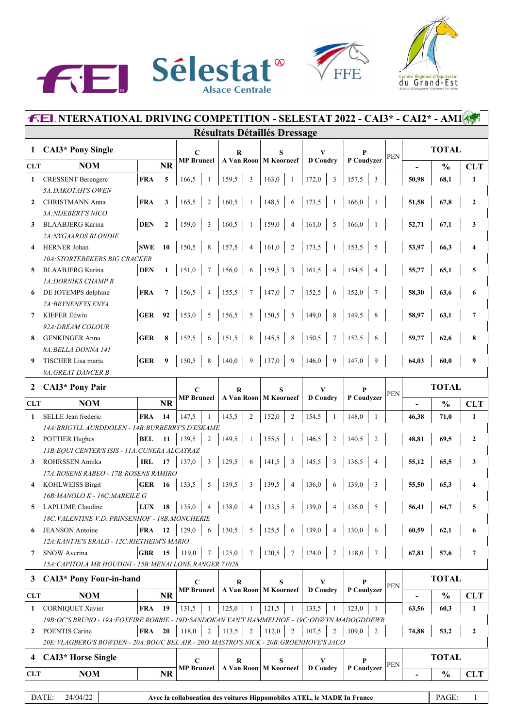# INTERNATIONAL DRIVING COMPETITION - SELESTAT 2022 - CAI3* - CAI2* - AM1

## Résultats Détaillés Dressage

| 1 | CAI3* Pony Single | | | C | | R | | S | | V | | P | | PEN | TOTAL | | |
|---|---|---|---|---|---|---|---|---|---|---|---|---|---|---|---|---|---|
| CLT | NOM | | NR | MP Bruneel | | A Van Roon | | M Koorneef | | D Coudry | | P Coudyzer | | | - | % | CLT |
| 1 | CRESSENT Berengere | FRA | 5 | 166,5 | 1 | 159,5 | 3 | 163,0 | 1 | 172,0 | 3 | 157,5 | 3 | | 50,98 | 68,1 | 1 |
| | *5A:DAKOTAH'S OWEN* | | | | | | | | | | | | | | | | |
| 2 | CHRISTMANN Anna | FRA | 3 | 165,5 | 2 | 160,5 | 1 | 148,5 | 6 | 173,5 | 1 | 166,0 | 1 | | 51,58 | 67,8 | 2 |
| | *3A:NIJEBERT'S NICO* | | | | | | | | | | | | | | | | |
| 3 | BLAABJERG Karina | DEN | 2 | 159,0 | 3 | 160,5 | 1 | 159,0 | 4 | 161,0 | 5 | 166,0 | 1 | | 52,71 | 67,1 | 3 |
| | *2A:NYGAARDS BLONDIE* | | | | | | | | | | | | | | | | |
| 4 | HERNER Johan | SWE | 10 | 150,5 | 8 | 157,5 | 4 | 161,0 | 2 | 173,5 | 1 | 153,5 | 5 | | 53,97 | 66,3 | 4 |
| | *10A:STORTEBEKERS BIG CRACKER* | | | | | | | | | | | | | | | | |
| 5 | BLAABJERG Karina | DEN | 1 | 151,0 | 7 | 156,0 | 6 | 159,5 | 3 | 161,5 | 4 | 154,5 | 4 | | 55,77 | 65,1 | 5 |
| | *1A:DORNIKS CHAMP R* | | | | | | | | | | | | | | | | |
| 6 | DE JOTEMPS delphine | FRA | 7 | 156,5 | 4 | 155,5 | 7 | 147,0 | 7 | 152,5 | 6 | 152,0 | 7 | | 58,30 | 63,6 | 6 |
| | *7A:BRYNENFYS ENYA* | | | | | | | | | | | | | | | | |
| 7 | KIEFER Edwin | GER | 92 | 153,0 | 5 | 156,5 | 5 | 150,5 | 5 | 149,0 | 8 | 149,5 | 8 | | 58,97 | 63,1 | 7 |
| | *92A:DREAM COLOUR* | | | | | | | | | | | | | | | | |
| 8 | GENKINGER Anna | GER | 8 | 152,5 | 6 | 151,5 | 8 | 145,5 | 8 | 150,5 | 7 | 152,5 | 6 | | 59,77 | 62,6 | 8 |
| | *8A:BELLA DONNA 141* | | | | | | | | | | | | | | | | |
| 9 | TISCHER Lisa maria | GER | 9 | 150,5 | 8 | 140,0 | 9 | 137,0 | 9 | 146,0 | 9 | 147,0 | 9 | | 64,03 | 60,0 | 9 |
| | *9A:GREAT DANCER B* | | | | | | | | | | | | | | | | |

| 2 | CAI3* Pony Pair | | | C | | R | | S | | V | | P | | PEN | TOTAL | | |
|---|---|---|---|---|---|---|---|---|---|---|---|---|---|---|---|---|---|
| CLT | NOM | | NR | MP Bruneel | | A Van Roon | | M Koorneef | | D Coudry | | P Coudyzer | | | - | % | CLT |
| 1 | SELLE Jean frederic | FRA | 14 | 147,5 | 1 | 145,5 | 2 | 152,0 | 2 | 154,5 | 1 | 148,0 | 1 | | 46,38 | 71,0 | 1 |
| | *14A:BRIGYLL AURDDOLEN - 14B:BURBERRY'S D'ESKAME* | | | | | | | | | | | | | | | | |
| 2 | POTTIER Hughes | BEL | 11 | 139,5 | 2 | 149,5 | 1 | 155,5 | 1 | 146,5 | 2 | 140,5 | 2 | | 48,81 | 69,5 | 2 |
| | *11B:EQUI CENTER'S ISIS - 11A:CUNERA ALCATRAZ* | | | | | | | | | | | | | | | | |
| 3 | ROHRSSEN Annika | IRL | 17 | 137,0 | 3 | 129,5 | 6 | 141,5 | 3 | 145,5 | 3 | 136,5 | 4 | | 55,12 | 65,5 | 3 |
| | *17A:ROSENS RABEO - 17B:ROSENS RAMIRO* | | | | | | | | | | | | | | | | |
| 4 | KOHLWEISS Birgit | GER | 16 | 133,5 | 5 | 139,5 | 3 | 139,5 | 4 | 136,0 | 6 | 139,0 | 3 | | 55,50 | 65,3 | 4 |
| | *16B:MANOLO K - 16C:MAREILE G* | | | | | | | | | | | | | | | | |
| 5 | LAPLUME Claudine | LUX | 18 | 135,0 | 4 | 138,0 | 4 | 133,5 | 5 | 139,0 | 4 | 136,0 | 5 | | 56,41 | 64,7 | 5 |
| | *18C:VALENTINE V.D. PRINSENHOF - 18B:MONCHERIE* | | | | | | | | | | | | | | | | |
| 6 | JEANSON Antoine | FRA | 12 | 129,0 | 6 | 130,5 | 5 | 125,5 | 6 | 139,0 | 4 | 130,0 | 6 | | 60,59 | 62,1 | 6 |
| | *12A:KANTJE'S ERALD - 12C:RIETHEIM'S MARIO* | | | | | | | | | | | | | | | | |
| 7 | SNOW Averina | GBR | 15 | 119,0 | 7 | 125,0 | 7 | 120,5 | 7 | 124,0 | 7 | 118,0 | 7 | | 67,81 | 57,6 | 7 |
| | *15A:CAPITOLA MR HOUDINI - 15B:MENAI LONE RANGER 71028* | | | | | | | | | | | | | | | | |

| 3 | CAI3* Pony Four-in-hand | | | C | | R | | S | | V | | P | | PEN | TOTAL | | |
|---|---|---|---|---|---|---|---|---|---|---|---|---|---|---|---|---|---|
| CLT | NOM | | NR | MP Bruneel | | A Van Roon | | M Koorneef | | D Coudry | | P Coudyzer | | | - | % | CLT |
| 1 | CORNIQUET Xavier | FRA | 19 | 131,5 | 1 | 125,0 | 1 | 121,5 | 1 | 133,5 | 1 | 123,0 | 1 | | 63,56 | 60,3 | 1 |
| | *19B:OC'S BRUNO - 19A:FOXFIRE ROBBIE - 19D:SANDOKAN VAN'T HAMMELHOF - 19C:ODWYN MADOGDDEWR* | | | | | | | | | | | | | | | | |
| 2 | POENTIS Carine | FRA | 20 | 118,0 | 2 | 113,5 | 2 | 112,0 | 2 | 107,5 | 2 | 109,0 | 2 | | 74,88 | 53,2 | 2 |
| | *20E:VLAGBERG'S BOWDEN - 20A:BOUC BEL AIR - 20D:MASTRO'S NICK - 20B:GROENHOVE'S JACO* | | | | | | | | | | | | | | | | |

| 4 | CAI3* Horse Single | | | C | | R | | S | | V | | P | | PEN | TOTAL | | |
|---|---|---|---|---|---|---|---|---|---|---|---|---|---|---|---|---|---|
| CLT | NOM | | NR | MP Bruneel | | A Van Roon | | M Koorneef | | D Coudry | | P Coudyzer | | | - | % | CLT |

DATE: 24/04/22 — Avec la collaboration des voitures Hippomobiles ATEL, le MADE In France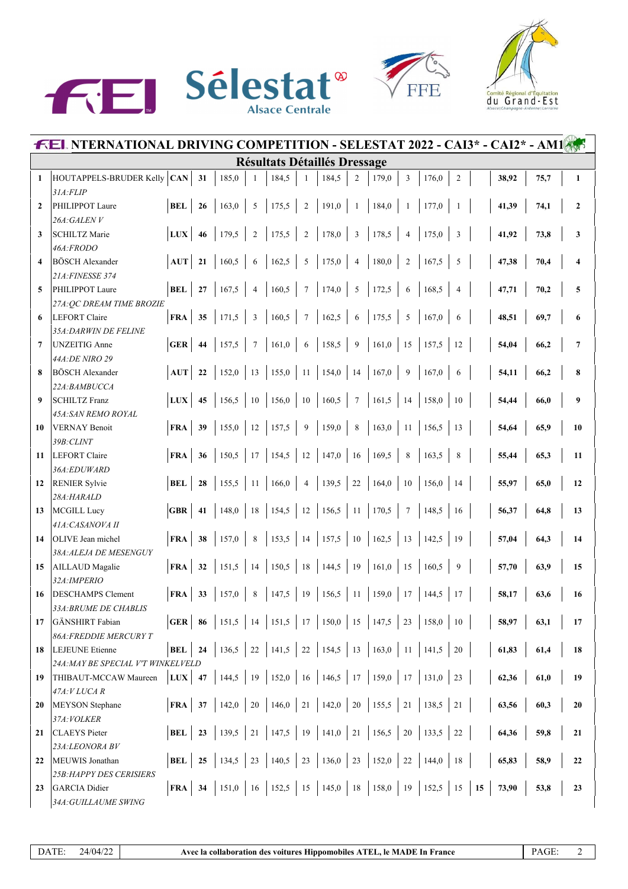# FEI NTERNATIONAL DRIVING COMPETITION - SELESTAT 2022 - CAI3* - CAI2* - AM1

## Résultats Détaillés Dressage

| | | | | | | | | | | | | | | | | | |
|---|---|---|---|---|---|---|---|---|---|---|---|---|---|---|---|---|---|
| 1 | HOUTAPPELS-BRUDER Kelly<br>*31A:FLIP* | CAN | 31 | 185,0 | 1 | 184,5 | 1 | 184,5 | 2 | 179,0 | 3 | 176,0 | 2 | | 38,92 | 75,7 | 1 |
| 2 | PHILIPPOT Laure<br>*26A:GALEN V* | BEL | 26 | 163,0 | 5 | 175,5 | 2 | 191,0 | 1 | 184,0 | 1 | 177,0 | 1 | | 41,39 | 74,1 | 2 |
| 3 | SCHILTZ Marie<br>*46A:FRODO* | LUX | 46 | 179,5 | 2 | 175,5 | 2 | 178,0 | 3 | 178,5 | 4 | 175,0 | 3 | | 41,92 | 73,8 | 3 |
| 4 | BÖSCH Alexander<br>*21A:FINESSE 374* | AUT | 21 | 160,5 | 6 | 162,5 | 5 | 175,0 | 4 | 180,0 | 2 | 167,5 | 5 | | 47,38 | 70,4 | 4 |
| 5 | PHILIPPOT Laure<br>*27A:QC DREAM TIME BROZIE* | BEL | 27 | 167,5 | 4 | 160,5 | 7 | 174,0 | 5 | 172,5 | 6 | 168,5 | 4 | | 47,71 | 70,2 | 5 |
| 6 | LEFORT Claire<br>*35A:DARWIN DE FELINE* | FRA | 35 | 171,5 | 3 | 160,5 | 7 | 162,5 | 6 | 175,5 | 5 | 167,0 | 6 | | 48,51 | 69,7 | 6 |
| 7 | UNZEITIG Anne<br>*44A:DE NIRO 29* | GER | 44 | 157,5 | 7 | 161,0 | 6 | 158,5 | 9 | 161,0 | 15 | 157,5 | 12 | | 54,04 | 66,2 | 7 |
| 8 | BÖSCH Alexander<br>*22A:BAMBUCCA* | AUT | 22 | 152,0 | 13 | 155,0 | 11 | 154,0 | 14 | 167,0 | 9 | 167,0 | 6 | | 54,11 | 66,2 | 8 |
| 9 | SCHILTZ Franz<br>*45A:SAN REMO ROYAL* | LUX | 45 | 156,5 | 10 | 156,0 | 10 | 160,5 | 7 | 161,5 | 14 | 158,0 | 10 | | 54,44 | 66,0 | 9 |
| 10 | VERNAY Benoit<br>*39B:CLINT* | FRA | 39 | 155,0 | 12 | 157,5 | 9 | 159,0 | 8 | 163,0 | 11 | 156,5 | 13 | | 54,64 | 65,9 | 10 |
| 11 | LEFORT Claire<br>*36A:EDUWARD* | FRA | 36 | 150,5 | 17 | 154,5 | 12 | 147,0 | 16 | 169,5 | 8 | 163,5 | 8 | | 55,44 | 65,3 | 11 |
| 12 | RENIER Sylvie<br>*28A:HARALD* | BEL | 28 | 155,5 | 11 | 166,0 | 4 | 139,5 | 22 | 164,0 | 10 | 156,0 | 14 | | 55,97 | 65,0 | 12 |
| 13 | MCGILL Lucy<br>*41A:CASANOVA II* | GBR | 41 | 148,0 | 18 | 154,5 | 12 | 156,5 | 11 | 170,5 | 7 | 148,5 | 16 | | 56,37 | 64,8 | 13 |
| 14 | OLIVE Jean michel<br>*38A:ALEJA DE MESENGUY* | FRA | 38 | 157,0 | 8 | 153,5 | 14 | 157,5 | 10 | 162,5 | 13 | 142,5 | 19 | | 57,04 | 64,3 | 14 |
| 15 | AILLAUD Magalie<br>*32A:IMPERIO* | FRA | 32 | 151,5 | 14 | 150,5 | 18 | 144,5 | 19 | 161,0 | 15 | 160,5 | 9 | | 57,70 | 63,9 | 15 |
| 16 | DESCHAMPS Clement<br>*33A:BRUME DE CHABLIS* | FRA | 33 | 157,0 | 8 | 147,5 | 19 | 156,5 | 11 | 159,0 | 17 | 144,5 | 17 | | 58,17 | 63,6 | 16 |
| 17 | GÄNSHIRT Fabian<br>*86A:FREDDIE MERCURY T* | GER | 86 | 151,5 | 14 | 151,5 | 17 | 150,0 | 15 | 147,5 | 23 | 158,0 | 10 | | 58,97 | 63,1 | 17 |
| 18 | LEJEUNE Etienne<br>*24A:MAY BE SPECIAL V'T WINKELVELD* | BEL | 24 | 136,5 | 22 | 141,5 | 22 | 154,5 | 13 | 163,0 | 11 | 141,5 | 20 | | 61,83 | 61,4 | 18 |
| 19 | THIBAUT-MCCAW Maureen<br>*47A:V LUCA R* | LUX | 47 | 144,5 | 19 | 152,0 | 16 | 146,5 | 17 | 159,0 | 17 | 131,0 | 23 | | 62,36 | 61,0 | 19 |
| 20 | MEYSON Stephane<br>*37A:VOLKER* | FRA | 37 | 142,0 | 20 | 146,0 | 21 | 142,0 | 20 | 155,5 | 21 | 138,5 | 21 | | 63,56 | 60,3 | 20 |
| 21 | CLAEYS Pieter<br>*23A:LEONORA BV* | BEL | 23 | 139,5 | 21 | 147,5 | 19 | 141,0 | 21 | 156,5 | 20 | 133,5 | 22 | | 64,36 | 59,8 | 21 |
| 22 | MEUWIS Jonathan<br>*25B:HAPPY DES CERISIERS* | BEL | 25 | 134,5 | 23 | 140,5 | 23 | 136,0 | 23 | 152,0 | 22 | 144,0 | 18 | | 65,83 | 58,9 | 22 |
| 23 | GARCIA Didier<br>*34A:GUILLAUME SWING* | FRA | 34 | 151,0 | 16 | 152,5 | 15 | 145,0 | 18 | 158,0 | 19 | 152,5 | 15 | 15 | 73,90 | 53,8 | 23 |

DATE: 24/04/22 — Avec la collaboration des voitures Hippomobiles ATEL, le MADE In France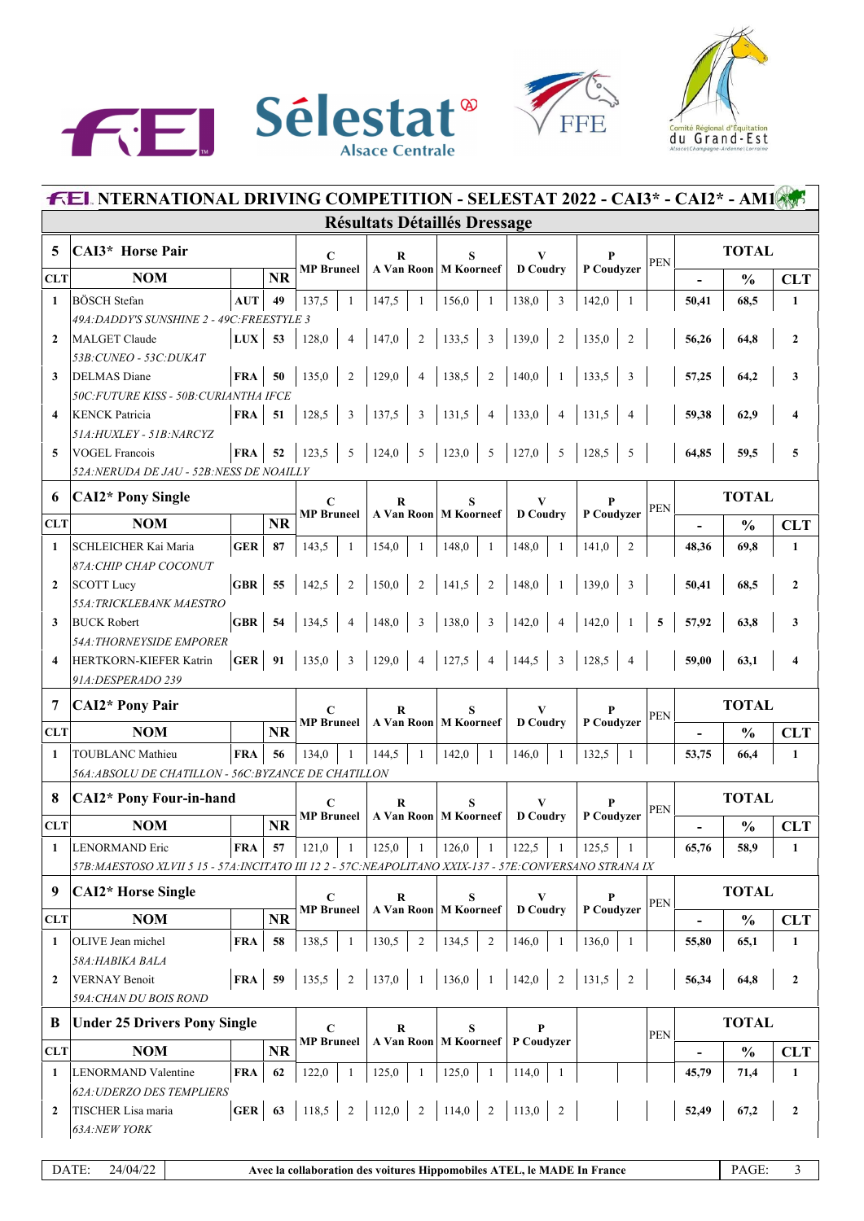# FEI NTERNATIONAL DRIVING COMPETITION - SELESTAT 2022 - CAI3* - CAI2* - AM1

## Résultats Détaillés Dressage

| 5 | CAI3* Horse Pair | | | C | | R | | S | | V | | P | | PEN | TOTAL | | |
|---|---|---|---|---|---|---|---|---|---|---|---|---|---|---|---|---|---|
| CLT | NOM | | NR | MP Bruneel | | A Van Roon | | M Koorneef | | D Coudry | | P Coudyzer | | | - | % | CLT |
| 1 | BÖSCH Stefan *49A:DADDY'S SUNSHINE 2 - 49C:FREESTYLE 3* | AUT | 49 | 137,5 | 1 | 147,5 | 1 | 156,0 | 1 | 138,0 | 3 | 142,0 | 1 | | 50,41 | 68,5 | 1 |
| 2 | MALGET Claude *53B:CUNEO - 53C:DUKAT* | LUX | 53 | 128,0 | 4 | 147,0 | 2 | 133,5 | 3 | 139,0 | 2 | 135,0 | 2 | | 56,26 | 64,8 | 2 |
| 3 | DELMAS Diane *50C:FUTURE KISS - 50B:CURIANTHA IFCE* | FRA | 50 | 135,0 | 2 | 129,0 | 4 | 138,5 | 2 | 140,0 | 1 | 133,5 | 3 | | 57,25 | 64,2 | 3 |
| 4 | KENCK Patricia *51A:HUXLEY - 51B:NARCYZ* | FRA | 51 | 128,5 | 3 | 137,5 | 3 | 131,5 | 4 | 133,0 | 4 | 131,5 | 4 | | 59,38 | 62,9 | 4 |
| 5 | VOGEL Francois *52A:NERUDA DE JAU - 52B:NESS DE NOAILLY* | FRA | 52 | 123,5 | 5 | 124,0 | 5 | 123,0 | 5 | 127,0 | 5 | 128,5 | 5 | | 64,85 | 59,5 | 5 |

| 6 | CAI2* Pony Single | | | C | | R | | S | | V | | P | | PEN | TOTAL | | |
|---|---|---|---|---|---|---|---|---|---|---|---|---|---|---|---|---|---|
| CLT | NOM | | NR | MP Bruneel | | A Van Roon | | M Koorneef | | D Coudry | | P Coudyzer | | | - | % | CLT |
| 1 | SCHLEICHER Kai Maria *87A:CHIP CHAP COCONUT* | GER | 87 | 143,5 | 1 | 154,0 | 1 | 148,0 | 1 | 148,0 | 1 | 141,0 | 2 | | 48,36 | 69,8 | 1 |
| 2 | SCOTT Lucy *55A:TRICKLEBANK MAESTRO* | GBR | 55 | 142,5 | 2 | 150,0 | 2 | 141,5 | 2 | 148,0 | 1 | 139,0 | 3 | | 50,41 | 68,5 | 2 |
| 3 | BUCK Robert *54A:THORNEYSIDE EMPORER* | GBR | 54 | 134,5 | 4 | 148,0 | 3 | 138,0 | 3 | 142,0 | 4 | 142,0 | 1 | 5 | 57,92 | 63,8 | 3 |
| 4 | HERTKORN-KIEFER Katrin *91A:DESPERADO 239* | GER | 91 | 135,0 | 3 | 129,0 | 4 | 127,5 | 4 | 144,5 | 3 | 128,5 | 4 | | 59,00 | 63,1 | 4 |

| 7 | CAI2* Pony Pair | | | C | | R | | S | | V | | P | | PEN | TOTAL | | |
|---|---|---|---|---|---|---|---|---|---|---|---|---|---|---|---|---|---|
| CLT | NOM | | NR | MP Bruneel | | A Van Roon | | M Koorneef | | D Coudry | | P Coudyzer | | | - | % | CLT |
| 1 | TOUBLANC Mathieu *56A:ABSOLU DE CHATILLON - 56C:BYZANCE DE CHATILLON* | FRA | 56 | 134,0 | 1 | 144,5 | 1 | 142,0 | 1 | 146,0 | 1 | 132,5 | 1 | | 53,75 | 66,4 | 1 |

| 8 | CAI2* Pony Four-in-hand | | | C | | R | | S | | V | | P | | PEN | TOTAL | | |
|---|---|---|---|---|---|---|---|---|---|---|---|---|---|---|---|---|---|
| CLT | NOM | | NR | MP Bruneel | | A Van Roon | | M Koorneef | | D Coudry | | P Coudyzer | | | - | % | CLT |
| 1 | LENORMAND Eric *57B:MAESTOSO XLVII 5 15 - 57A:INCITATO III 12 2 - 57C:NEAPOLITANO XXIX-137 - 57E:CONVERSANO STRANA IX* | FRA | 57 | 121,0 | 1 | 125,0 | 1 | 126,0 | 1 | 122,5 | 1 | 125,5 | 1 | | 65,76 | 58,9 | 1 |

| 9 | CAI2* Horse Single | | | C | | R | | S | | V | | P | | PEN | TOTAL | | |
|---|---|---|---|---|---|---|---|---|---|---|---|---|---|---|---|---|---|
| CLT | NOM | | NR | MP Bruneel | | A Van Roon | | M Koorneef | | D Coudry | | P Coudyzer | | | - | % | CLT |
| 1 | OLIVE Jean michel *58A:HABIKA BALA* | FRA | 58 | 138,5 | 1 | 130,5 | 2 | 134,5 | 2 | 146,0 | 1 | 136,0 | 1 | | 55,80 | 65,1 | 1 |
| 2 | VERNAY Benoit *59A:CHAN DU BOIS ROND* | FRA | 59 | 135,5 | 2 | 137,0 | 1 | 136,0 | 1 | 142,0 | 2 | 131,5 | 2 | | 56,34 | 64,8 | 2 |

| B | Under 25 Drivers Pony Single | | | C | | R | | S | | P | | | | PEN | TOTAL | | |
|---|---|---|---|---|---|---|---|---|---|---|---|---|---|---|---|---|---|
| CLT | NOM | | NR | MP Bruneel | | A Van Roon | | M Koorneef | | P Coudyzer | | | | | - | % | CLT |
| 1 | LENORMAND Valentine *62A:UDERZO DES TEMPLIERS* | FRA | 62 | 122,0 | 1 | 125,0 | 1 | 125,0 | 1 | 114,0 | 1 | | | | 45,79 | 71,4 | 1 |
| 2 | TISCHER Lisa maria *63A:NEW YORK* | GER | 63 | 118,5 | 2 | 112,0 | 2 | 114,0 | 2 | 113,0 | 2 | | | | 52,49 | 67,2 | 2 |

DATE: 24/04/22 — Avec la collaboration des voitures Hippomobiles ATEL, le MADE In France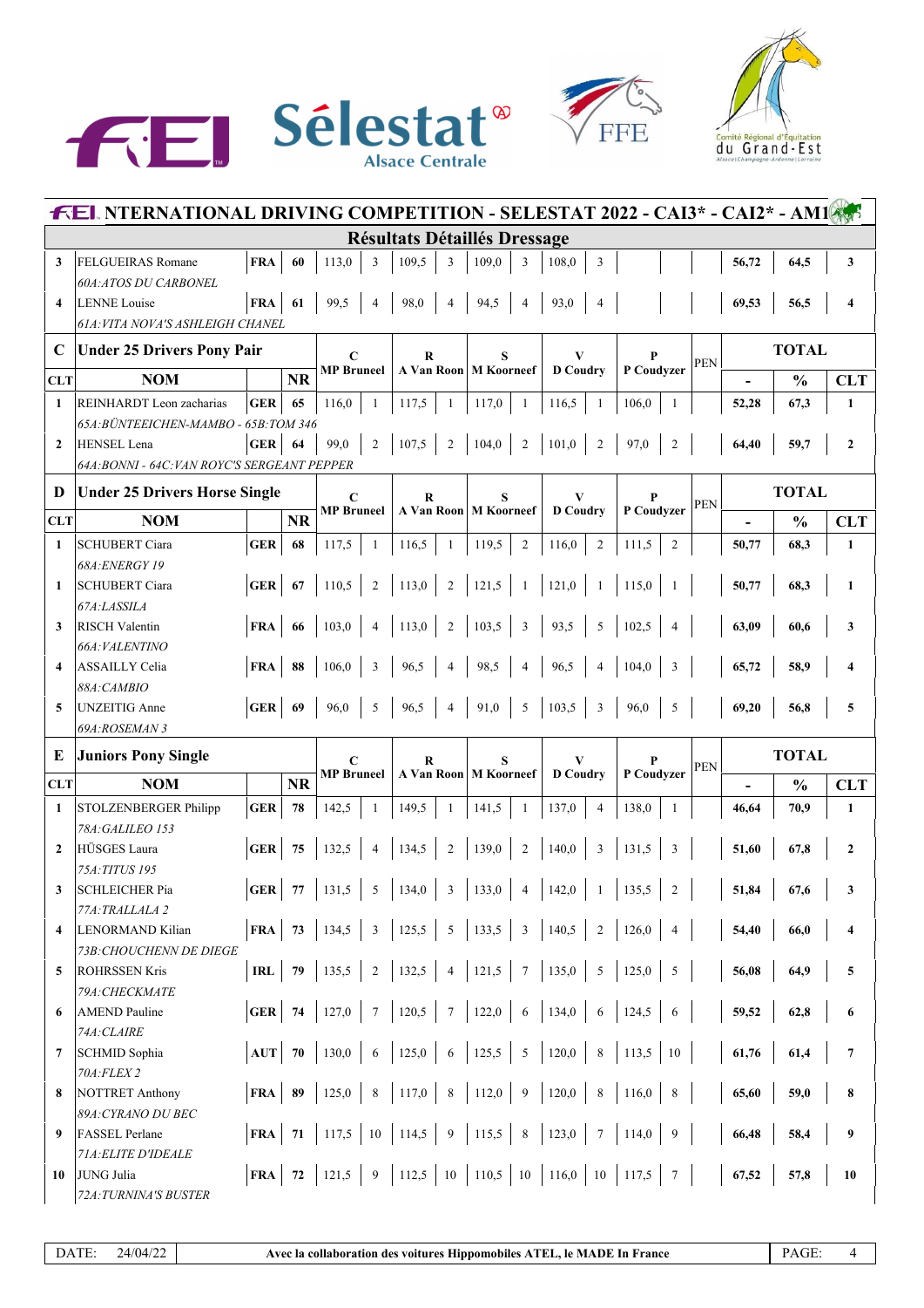# INTERNATIONAL DRIVING COMPETITION - SELESTAT 2022 - CAI3* - CAI2* - AM1

## Résultats Détaillés Dressage

| CLT | NOM | | NR | C MP Bruneel | | R A Van Roon | | S M Koorneef | | V D Coudry | | P P Coudyzer | | PEN | - | % | CLT |
|---|---|---|---|---|---|---|---|---|---|---|---|---|---|---|---|---|---|
| 3 | FELGUEIRAS Romane<br>*60A:ATOS DU CARBONEL* | FRA | 60 | 113,0 | 3 | 109,5 | 3 | 109,0 | 3 | 108,0 | 3 | | | | 56,72 | 64,5 | 3 |
| 4 | LENNE Louise<br>*61A:VITA NOVA'S ASHLEIGH CHANEL* | FRA | 61 | 99,5 | 4 | 98,0 | 4 | 94,5 | 4 | 93,0 | 4 | | | | 69,53 | 56,5 | 4 |

### C Under 25 Drivers Pony Pair

| CLT | NOM | | NR | C MP Bruneel | | R A Van Roon | | S M Koorneef | | V D Coudry | | P P Coudyzer | | PEN | TOTAL - | TOTAL % | TOTAL CLT |
|---|---|---|---|---|---|---|---|---|---|---|---|---|---|---|---|---|---|
| 1 | REINHARDT Leon zacharias<br>*65A:BÜNTEEICHEN-MAMBO - 65B:TOM 346* | GER | 65 | 116,0 | 1 | 117,5 | 1 | 117,0 | 1 | 116,5 | 1 | 106,0 | 1 | | 52,28 | 67,3 | 1 |
| 2 | HENSEL Lena<br>*64A:BONNI - 64C:VAN ROYC'S SERGEANT PEPPER* | GER | 64 | 99,0 | 2 | 107,5 | 2 | 104,0 | 2 | 101,0 | 2 | 97,0 | 2 | | 64,40 | 59,7 | 2 |

### D Under 25 Drivers Horse Single

| CLT | NOM | | NR | C MP Bruneel | | R A Van Roon | | S M Koorneef | | V D Coudry | | P P Coudyzer | | PEN | TOTAL - | TOTAL % | TOTAL CLT |
|---|---|---|---|---|---|---|---|---|---|---|---|---|---|---|---|---|---|
| 1 | SCHUBERT Ciara<br>*68A:ENERGY 19* | GER | 68 | 117,5 | 1 | 116,5 | 1 | 119,5 | 2 | 116,0 | 2 | 111,5 | 2 | | 50,77 | 68,3 | 1 |
| 1 | SCHUBERT Ciara<br>*67A:LASSILA* | GER | 67 | 110,5 | 2 | 113,0 | 2 | 121,5 | 1 | 121,0 | 1 | 115,0 | 1 | | 50,77 | 68,3 | 1 |
| 3 | RISCH Valentin<br>*66A:VALENTINO* | FRA | 66 | 103,0 | 4 | 113,0 | 2 | 103,5 | 3 | 93,5 | 5 | 102,5 | 4 | | 63,09 | 60,6 | 3 |
| 4 | ASSAILLY Celia<br>*88A:CAMBIO* | FRA | 88 | 106,0 | 3 | 96,5 | 4 | 98,5 | 4 | 96,5 | 4 | 104,0 | 3 | | 65,72 | 58,9 | 4 |
| 5 | UNZEITIG Anne<br>*69A:ROSEMAN 3* | GER | 69 | 96,0 | 5 | 96,5 | 4 | 91,0 | 5 | 103,5 | 3 | 96,0 | 5 | | 69,20 | 56,8 | 5 |

### E Juniors Pony Single

| CLT | NOM | | NR | C MP Bruneel | | R A Van Roon | | S M Koorneef | | V D Coudry | | P P Coudyzer | | PEN | TOTAL - | TOTAL % | TOTAL CLT |
|---|---|---|---|---|---|---|---|---|---|---|---|---|---|---|---|---|---|
| 1 | STOLZENBERGER Philipp<br>*78A:GALILEO 153* | GER | 78 | 142,5 | 1 | 149,5 | 1 | 141,5 | 1 | 137,0 | 4 | 138,0 | 1 | | 46,64 | 70,9 | 1 |
| 2 | HÜSGES Laura<br>*75A:TITUS 195* | GER | 75 | 132,5 | 4 | 134,5 | 2 | 139,0 | 2 | 140,0 | 3 | 131,5 | 3 | | 51,60 | 67,8 | 2 |
| 3 | SCHLEICHER Pia<br>*77A:TRALLALA 2* | GER | 77 | 131,5 | 5 | 134,0 | 3 | 133,0 | 4 | 142,0 | 1 | 135,5 | 2 | | 51,84 | 67,6 | 3 |
| 4 | LENORMAND Kilian<br>*73B:CHOUCHENN DE DIEGE* | FRA | 73 | 134,5 | 3 | 125,5 | 5 | 133,5 | 3 | 140,5 | 2 | 126,0 | 4 | | 54,40 | 66,0 | 4 |
| 5 | ROHRSSEN Kris<br>*79A:CHECKMATE* | IRL | 79 | 135,5 | 2 | 132,5 | 4 | 121,5 | 7 | 135,0 | 5 | 125,0 | 5 | | 56,08 | 64,9 | 5 |
| 6 | AMEND Pauline<br>*74A:CLAIRE* | GER | 74 | 127,0 | 7 | 120,5 | 7 | 122,0 | 6 | 134,0 | 6 | 124,5 | 6 | | 59,52 | 62,8 | 6 |
| 7 | SCHMID Sophia<br>*70A:FLEX 2* | AUT | 70 | 130,0 | 6 | 125,0 | 6 | 125,5 | 5 | 120,0 | 8 | 113,5 | 10 | | 61,76 | 61,4 | 7 |
| 8 | NOTTRET Anthony<br>*89A:CYRANO DU BEC* | FRA | 89 | 125,0 | 8 | 117,0 | 8 | 112,0 | 9 | 120,0 | 8 | 116,0 | 8 | | 65,60 | 59,0 | 8 |
| 9 | FASSEL Perlane<br>*71A:ELITE D'IDEALE* | FRA | 71 | 117,5 | 10 | 114,5 | 9 | 115,5 | 8 | 123,0 | 7 | 114,0 | 9 | | 66,48 | 58,4 | 9 |
| 10 | JUNG Julia<br>*72A:TURNINA'S BUSTER* | FRA | 72 | 121,5 | 9 | 112,5 | 10 | 110,5 | 10 | 116,0 | 10 | 117,5 | 7 | | 67,52 | 57,8 | 10 |

DATE: 24/04/22 | Avec la collaboration des voitures Hippomobiles ATEL, le MADE In France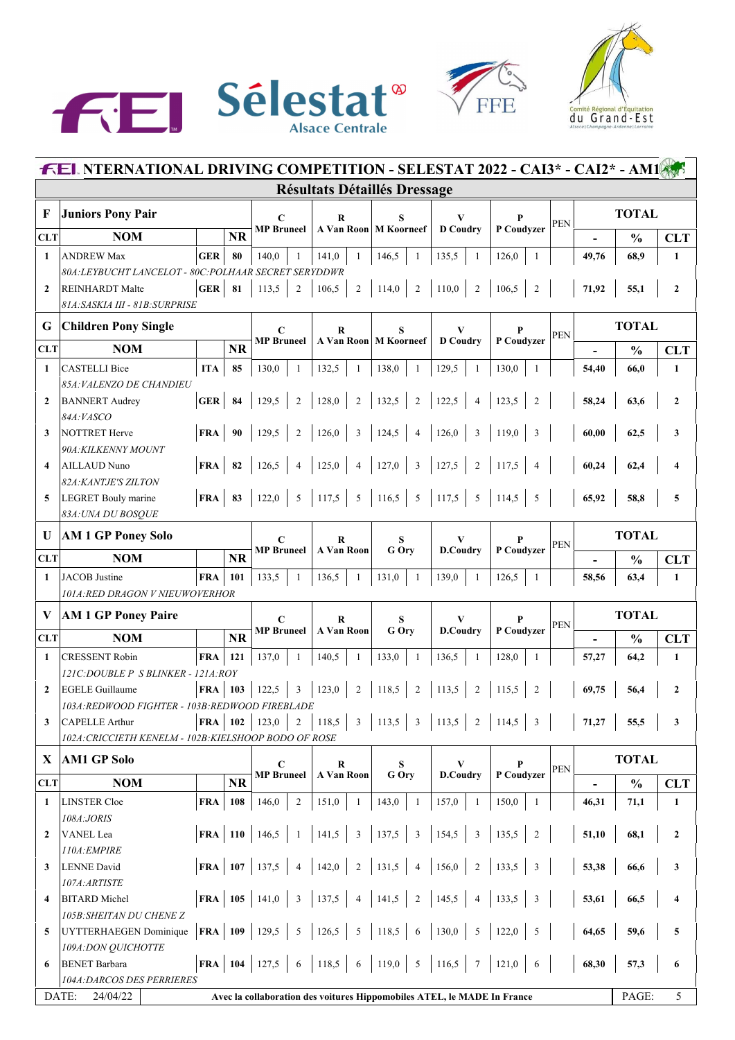# FEI INTERNATIONAL DRIVING COMPETITION - SELESTAT 2022 - CAI3* - CAI2* - AM1

## Résultats Détaillés Dressage

### F — Juniors Pony Pair

| CLT | NOM | | NR | C MP Bruneel | | R A Van Roon | | S M Koorneef | | V D Coudry | | P P Coudyzer | | PEN | - | % | CLT |
|---|---|---|---|---|---|---|---|---|---|---|---|---|---|---|---|---|---|
| 1 | ANDREW Max | GER | 80 | 140,0 | 1 | 141,0 | 1 | 146,5 | 1 | 135,5 | 1 | 126,0 | 1 | | 49,76 | 68,9 | 1 |
| | *80A:LEYBUCHT LANCELOT - 80C:POLHAAR SECRET SERYDDWR* | | | | | | | | | | | | | | | | |
| 2 | REINHARDT Malte | GER | 81 | 113,5 | 2 | 106,5 | 2 | 114,0 | 2 | 110,0 | 2 | 106,5 | 2 | | 71,92 | 55,1 | 2 |
| | *81A:SASKIA III - 81B:SURPRISE* | | | | | | | | | | | | | | | | |

### G — Children Pony Single

| CLT | NOM | | NR | C MP Bruneel | | R A Van Roon | | S M Koorneef | | V D Coudry | | P P Coudyzer | | PEN | - | % | CLT |
|---|---|---|---|---|---|---|---|---|---|---|---|---|---|---|---|---|---|
| 1 | CASTELLI Bice | ITA | 85 | 130,0 | 1 | 132,5 | 1 | 138,0 | 1 | 129,5 | 1 | 130,0 | 1 | | 54,40 | 66,0 | 1 |
| | *85A:VALENZO DE CHANDIEU* | | | | | | | | | | | | | | | | |
| 2 | BANNERT Audrey | GER | 84 | 129,5 | 2 | 128,0 | 2 | 132,5 | 2 | 122,5 | 4 | 123,5 | 2 | | 58,24 | 63,6 | 2 |
| | *84A:VASCO* | | | | | | | | | | | | | | | | |
| 3 | NOTTRET Herve | FRA | 90 | 129,5 | 2 | 126,0 | 3 | 124,5 | 4 | 126,0 | 3 | 119,0 | 3 | | 60,00 | 62,5 | 3 |
| | *90A:KILKENNY MOUNT* | | | | | | | | | | | | | | | | |
| 4 | AILLAUD Nuno | FRA | 82 | 126,5 | 4 | 125,0 | 4 | 127,0 | 3 | 127,5 | 2 | 117,5 | 4 | | 60,24 | 62,4 | 4 |
| | *82A:KANTJE'S ZILTON* | | | | | | | | | | | | | | | | |
| 5 | LEGRET Bouly marine | FRA | 83 | 122,0 | 5 | 117,5 | 5 | 116,5 | 5 | 117,5 | 5 | 114,5 | 5 | | 65,92 | 58,8 | 5 |
| | *83A:UNA DU BOSQUE* | | | | | | | | | | | | | | | | |

### U — AM 1 GP Poney Solo

| CLT | NOM | | NR | C MP Bruneel | | R A Van Roon | | S G Ory | | V D.Coudry | | P P Coudyzer | | PEN | - | % | CLT |
|---|---|---|---|---|---|---|---|---|---|---|---|---|---|---|---|---|---|
| 1 | JACOB Justine | FRA | 101 | 133,5 | 1 | 136,5 | 1 | 131,0 | 1 | 139,0 | 1 | 126,5 | 1 | | 58,56 | 63,4 | 1 |
| | *101A:RED DRAGON V NIEUWOVERHOR* | | | | | | | | | | | | | | | | |

### V — AM 1 GP Poney Paire

| CLT | NOM | | NR | C MP Bruneel | | R A Van Roon | | S G Ory | | V D.Coudry | | P P Coudyzer | | PEN | - | % | CLT |
|---|---|---|---|---|---|---|---|---|---|---|---|---|---|---|---|---|---|
| 1 | CRESSENT Robin | FRA | 121 | 137,0 | 1 | 140,5 | 1 | 133,0 | 1 | 136,5 | 1 | 128,0 | 1 | | 57,27 | 64,2 | 1 |
| | *121C:DOUBLE P S BLINKER - 121A:ROY* | | | | | | | | | | | | | | | | |
| 2 | EGELE Guillaume | FRA | 103 | 122,5 | 3 | 123,0 | 2 | 118,5 | 2 | 113,5 | 2 | 115,5 | 2 | | 69,75 | 56,4 | 2 |
| | *103A:REDWOOD FIGHTER - 103B:REDWOOD FIREBLADE* | | | | | | | | | | | | | | | | |
| 3 | CAPELLE Arthur | FRA | 102 | 123,0 | 2 | 118,5 | 3 | 113,5 | 3 | 113,5 | 2 | 114,5 | 3 | | 71,27 | 55,5 | 3 |
| | *102A:CRICCIETH KENELM - 102B:KIELSHOOP BODO OF ROSE* | | | | | | | | | | | | | | | | |

### X — AM1 GP Solo

| CLT | NOM | | NR | C MP Bruneel | | R A Van Roon | | S G Ory | | V D.Coudry | | P P Coudyzer | | PEN | - | % | CLT |
|---|---|---|---|---|---|---|---|---|---|---|---|---|---|---|---|---|---|
| 1 | LINSTER Cloe | FRA | 108 | 146,0 | 2 | 151,0 | 1 | 143,0 | 1 | 157,0 | 1 | 150,0 | 1 | | 46,31 | 71,1 | 1 |
| | *108A:JORIS* | | | | | | | | | | | | | | | | |
| 2 | VANEL Lea | FRA | 110 | 146,5 | 1 | 141,5 | 3 | 137,5 | 3 | 154,5 | 3 | 135,5 | 2 | | 51,10 | 68,1 | 2 |
| | *110A:EMPIRE* | | | | | | | | | | | | | | | | |
| 3 | LENNE David | FRA | 107 | 137,5 | 4 | 142,0 | 2 | 131,5 | 4 | 156,0 | 2 | 133,5 | 3 | | 53,38 | 66,6 | 3 |
| | *107A:ARTISTE* | | | | | | | | | | | | | | | | |
| 4 | BITARD Michel | FRA | 105 | 141,0 | 3 | 137,5 | 4 | 141,5 | 2 | 145,5 | 4 | 133,5 | 3 | | 53,61 | 66,5 | 4 |
| | *105B:SHEITAN DU CHENE Z* | | | | | | | | | | | | | | | | |
| 5 | UYTTERHAEGEN Dominique | FRA | 109 | 129,5 | 5 | 126,5 | 5 | 118,5 | 6 | 130,0 | 5 | 122,0 | 5 | | 64,65 | 59,6 | 5 |
| | *109A:DON QUICHOTTE* | | | | | | | | | | | | | | | | |
| 6 | BENET Barbara | FRA | 104 | 127,5 | 6 | 118,5 | 6 | 119,0 | 5 | 116,5 | 7 | 121,0 | 6 | | 68,30 | 57,3 | 6 |
| | *104A:DARCOS DES PERRIERES* | | | | | | | | | | | | | | | | |

DATE: 24/04/22 — Avec la collaboration des voitures Hippomobiles ATEL, le MADE In France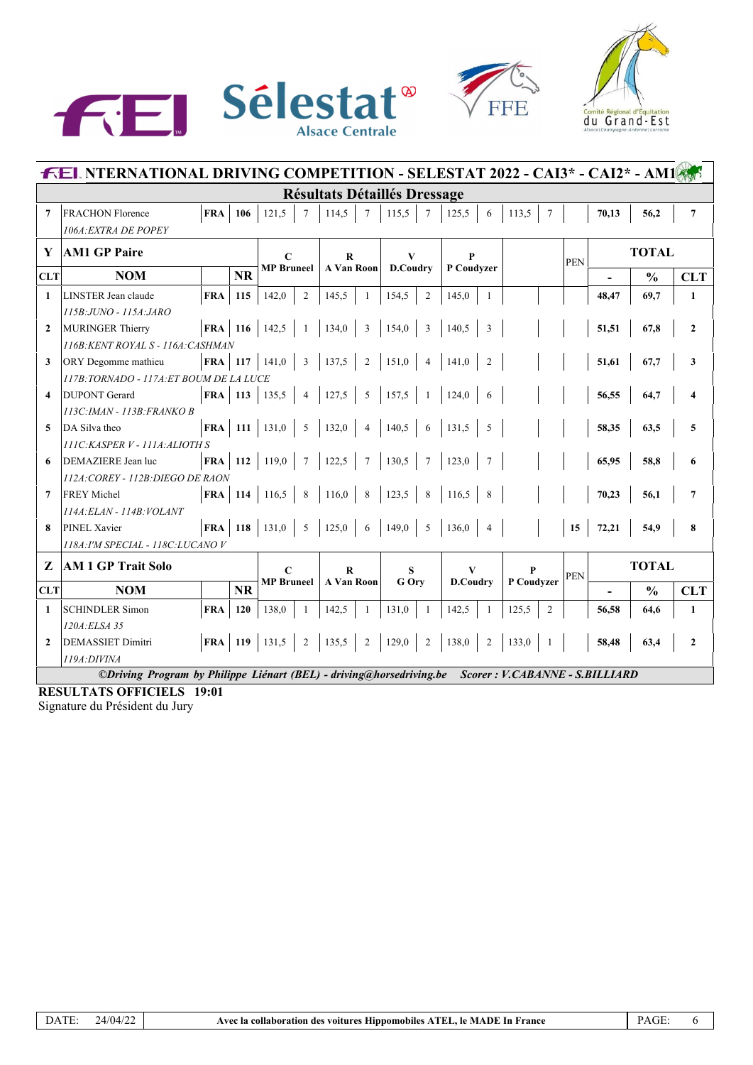# INTERNATIONAL DRIVING COMPETITION - SELESTAT 2022 - CAI3* - CAI2* - AM1

## Résultats Détaillés Dressage

| | | | | | | | | | | | | | | | | | |
|---|---|---|---|---|---|---|---|---|---|---|---|---|---|---|---|---|---|
| 7 | FRACHON Florence *106A:EXTRA DE POPEY* | FRA | 106 | 121,5 | 7 | 114,5 | 7 | 115,5 | 7 | 125,5 | 6 | 113,5 | 7 | | 70,13 | 56,2 | 7 |

### Y AM1 GP Paire

| CLT | NOM | | NR | C MP Bruneel | | R A Van Roon | | V D.Coudry | | P P Coudyzer | | | | PEN | TOTAL - | % | CLT |
|---|---|---|---|---|---|---|---|---|---|---|---|---|---|---|---|---|---|
| 1 | LINSTER Jean claude *115B:JUNO - 115A:JARO* | FRA | 115 | 142,0 | 2 | 145,5 | 1 | 154,5 | 2 | 145,0 | 1 | | | | 48,47 | 69,7 | 1 |
| 2 | MURINGER Thierry *116B:KENT ROYAL S - 116A:CASHMAN* | FRA | 116 | 142,5 | 1 | 134,0 | 3 | 154,0 | 3 | 140,5 | 3 | | | | 51,51 | 67,8 | 2 |
| 3 | ORY Degomme mathieu *117B:TORNADO - 117A:ET BOUM DE LA LUCE* | FRA | 117 | 141,0 | 3 | 137,5 | 2 | 151,0 | 4 | 141,0 | 2 | | | | 51,61 | 67,7 | 3 |
| 4 | DUPONT Gerard *113C:IMAN - 113B:FRANKO B* | FRA | 113 | 135,5 | 4 | 127,5 | 5 | 157,5 | 1 | 124,0 | 6 | | | | 56,55 | 64,7 | 4 |
| 5 | DA Silva theo *111C:KASPER V - 111A:ALIOTH S* | FRA | 111 | 131,0 | 5 | 132,0 | 4 | 140,5 | 6 | 131,5 | 5 | | | | 58,35 | 63,5 | 5 |
| 6 | DEMAZIERE Jean luc *112A:COREY - 112B:DIEGO DE RAON* | FRA | 112 | 119,0 | 7 | 122,5 | 7 | 130,5 | 7 | 123,0 | 7 | | | | 65,95 | 58,8 | 6 |
| 7 | FREY Michel *114A:ELAN - 114B:VOLANT* | FRA | 114 | 116,5 | 8 | 116,0 | 8 | 123,5 | 8 | 116,5 | 8 | | | | 70,23 | 56,1 | 7 |
| 8 | PINEL Xavier *118A:I'M SPECIAL - 118C:LUCANO V* | FRA | 118 | 131,0 | 5 | 125,0 | 6 | 149,0 | 5 | 136,0 | 4 | | | 15 | 72,21 | 54,9 | 8 |

### Z AM 1 GP Trait Solo

| CLT | NOM | | NR | C MP Bruneel | | R A Van Roon | | S G Ory | | V D.Coudry | | P P Coudyzer | | PEN | TOTAL - | % | CLT |
|---|---|---|---|---|---|---|---|---|---|---|---|---|---|---|---|---|---|
| 1 | SCHINDLER Simon *120A:ELSA 35* | FRA | 120 | 138,0 | 1 | 142,5 | 1 | 131,0 | 1 | 142,5 | 1 | 125,5 | 2 | | 56,58 | 64,6 | 1 |
| 2 | DEMASSIET Dimitri *119A:DIVINA* | FRA | 119 | 131,5 | 2 | 135,5 | 2 | 129,0 | 2 | 138,0 | 2 | 133,0 | 1 | | 58,48 | 63,4 | 2 |

*©Driving Program by Philippe Liénart (BEL) - driving@horsedriving.be    Scorer : V.CABANNE - S.BILLIARD*

**RESULTATS OFFICIELS 19:01**

Signature du Président du Jury

DATE: 24/04/22 | Avec la collaboration des voitures Hippomobiles ATEL, le MADE In France